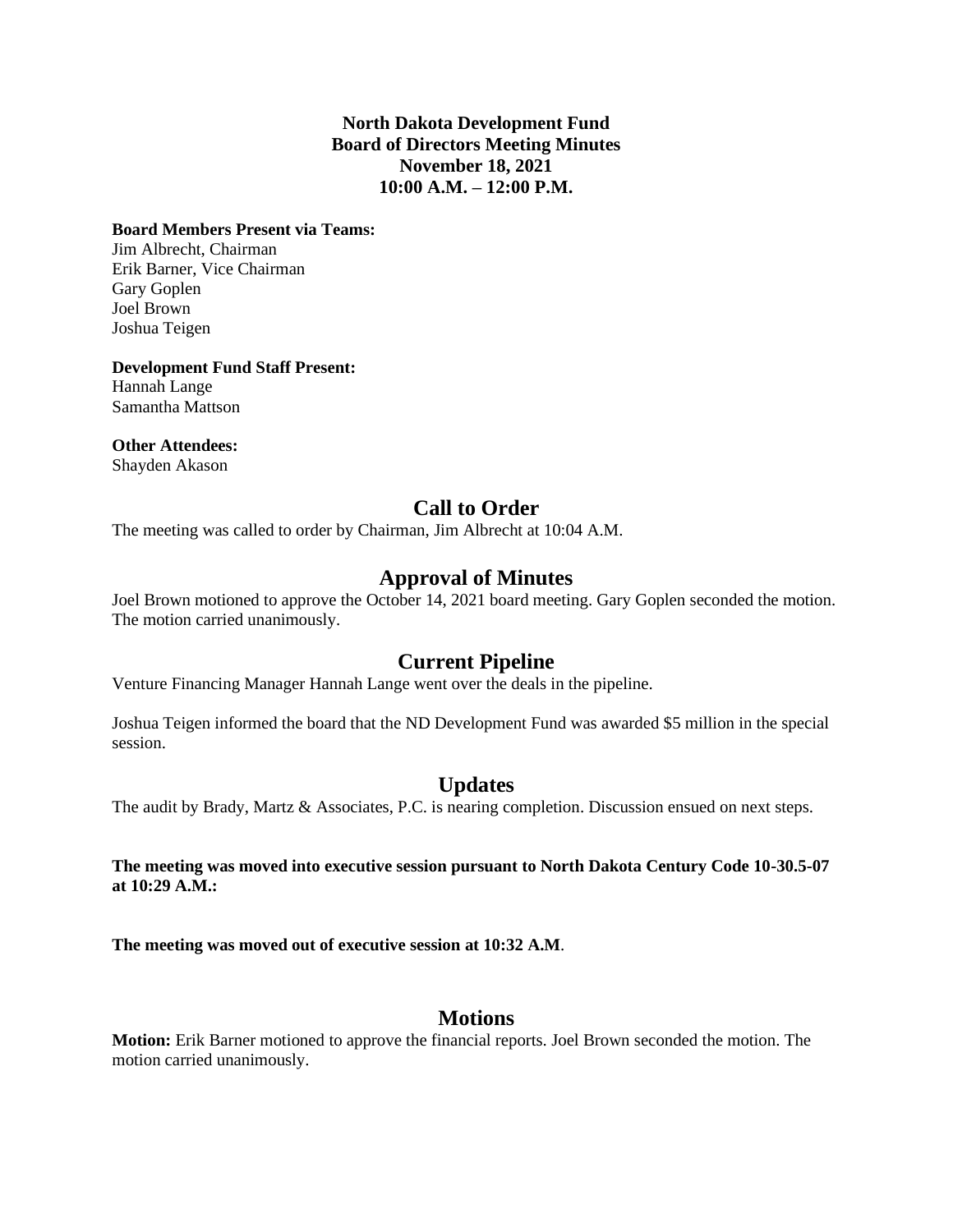**North Dakota Development Fund**
**Board of Directors Meeting Minutes**
**November 18, 2021**
**10:00 A.M. – 12:00 P.M.**

**Board Members Present via Teams:**
Jim Albrecht, Chairman
Erik Barner, Vice Chairman
Gary Goplen
Joel Brown
Joshua Teigen

**Development Fund Staff Present:**
Hannah Lange
Samantha Mattson

**Other Attendees:**
Shayden Akason

## Call to Order

The meeting was called to order by Chairman, Jim Albrecht at 10:04 A.M.

## Approval of Minutes

Joel Brown motioned to approve the October 14, 2021 board meeting. Gary Goplen seconded the motion. The motion carried unanimously.

## Current Pipeline

Venture Financing Manager Hannah Lange went over the deals in the pipeline.

Joshua Teigen informed the board that the ND Development Fund was awarded $5 million in the special session.

## Updates

The audit by Brady, Martz & Associates, P.C. is nearing completion. Discussion ensued on next steps.

**The meeting was moved into executive session pursuant to North Dakota Century Code 10-30.5-07 at 10:29 A.M.:**

**The meeting was moved out of executive session at 10:32 A.M.**

## Motions

**Motion:** Erik Barner motioned to approve the financial reports. Joel Brown seconded the motion. The motion carried unanimously.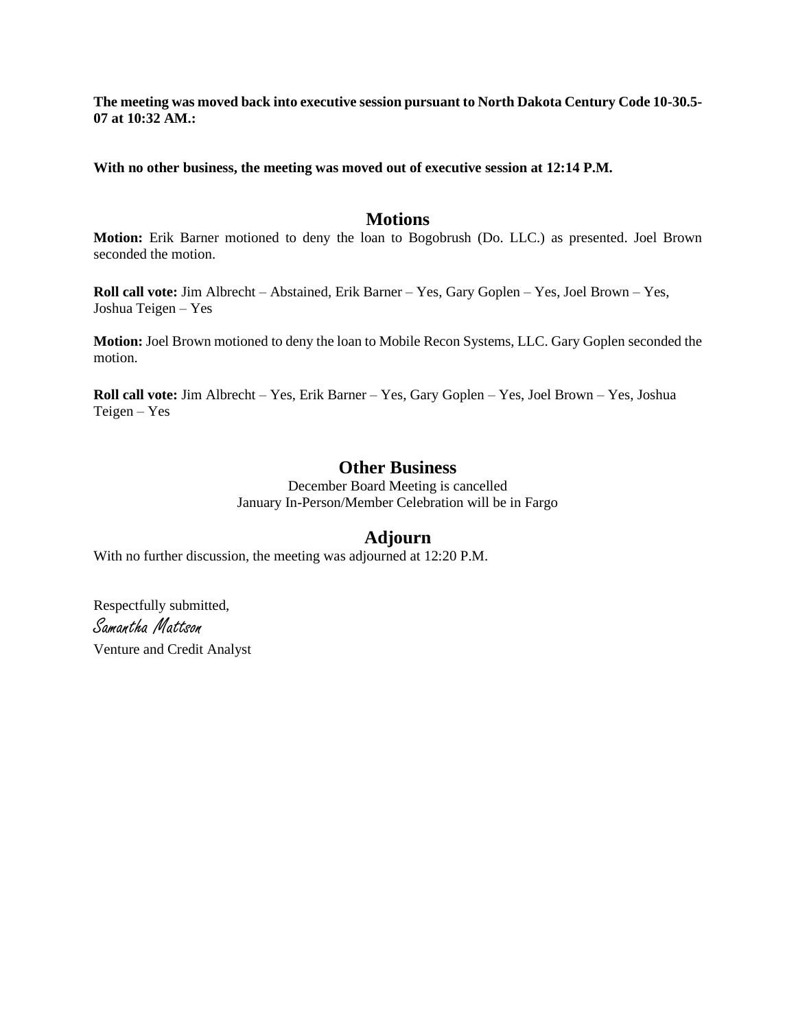**The meeting was moved back into executive session pursuant to North Dakota Century Code 10-30.5-07 at 10:32 AM.:**

**With no other business, the meeting was moved out of executive session at 12:14 P.M.**

## Motions

**Motion:** Erik Barner motioned to deny the loan to Bogobrush (Do. LLC.) as presented. Joel Brown seconded the motion.

**Roll call vote:** Jim Albrecht – Abstained, Erik Barner – Yes, Gary Goplen – Yes, Joel Brown – Yes, Joshua Teigen – Yes

**Motion:** Joel Brown motioned to deny the loan to Mobile Recon Systems, LLC. Gary Goplen seconded the motion.

**Roll call vote:** Jim Albrecht – Yes, Erik Barner – Yes, Gary Goplen – Yes, Joel Brown – Yes, Joshua Teigen – Yes

## Other Business

December Board Meeting is cancelled
January In-Person/Member Celebration will be in Fargo

## Adjourn

With no further discussion, the meeting was adjourned at 12:20 P.M.

Respectfully submitted,
*Samantha Mattson*
Venture and Credit Analyst